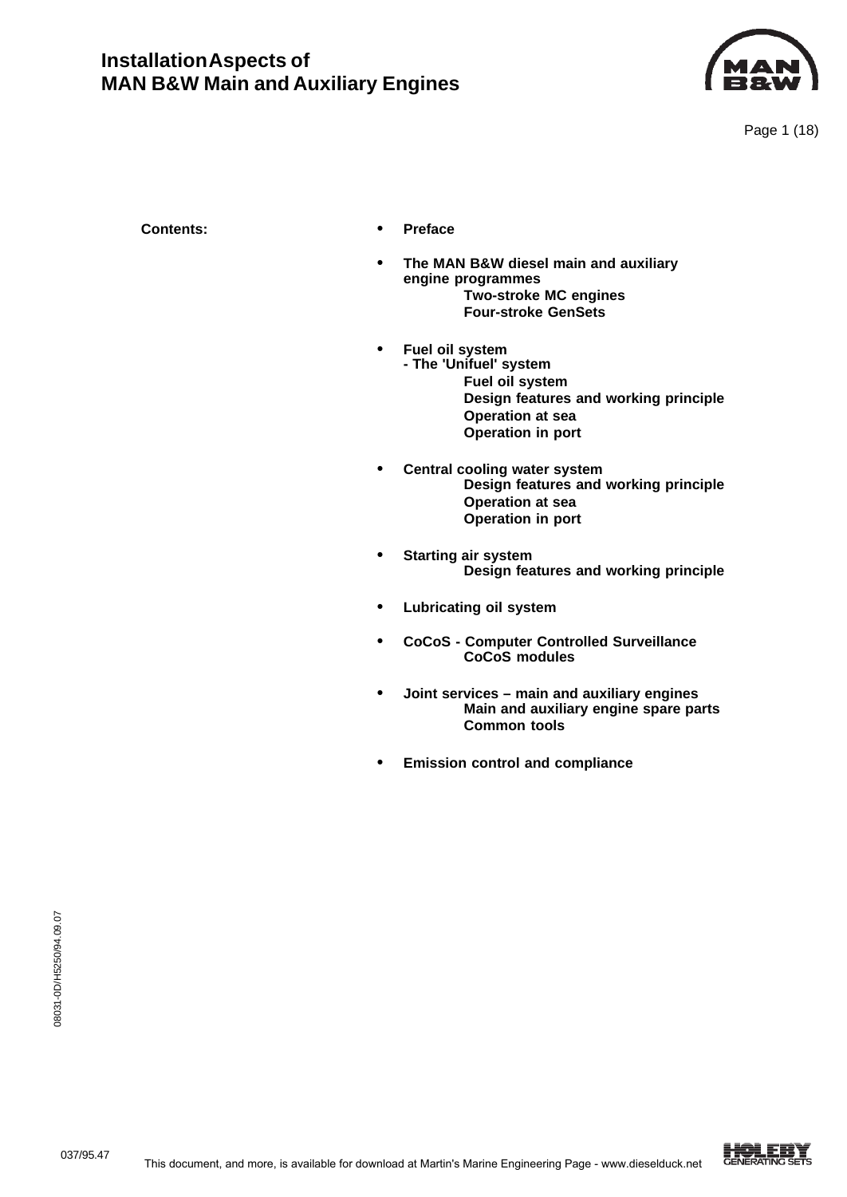# Installation Aspects of MAN B&W Main and Auxiliary Engines

**Contents:**

- **Preface**
- **The MAN B&W diesel main and auxiliary engine programmes**
  - **Two-stroke MC engines**
  - **Four-stroke GenSets**
- **Fuel oil system - The 'Unifuel' system**
  - **Fuel oil system**
  - **Design features and working principle**
  - **Operation at sea**
  - **Operation in port**
- **Central cooling water system**
  - **Design features and working principle**
  - **Operation at sea**
  - **Operation in port**
- **Starting air system**
  - **Design features and working principle**
- **Lubricating oil system**
- **CoCoS - Computer Controlled Surveillance**
  - **CoCoS modules**
- **Joint services – main and auxiliary engines**
  - **Main and auxiliary engine spare parts**
  - **Common tools**
- **Emission control and compliance**

08031-0D/H5250/94.09.07

037/95.47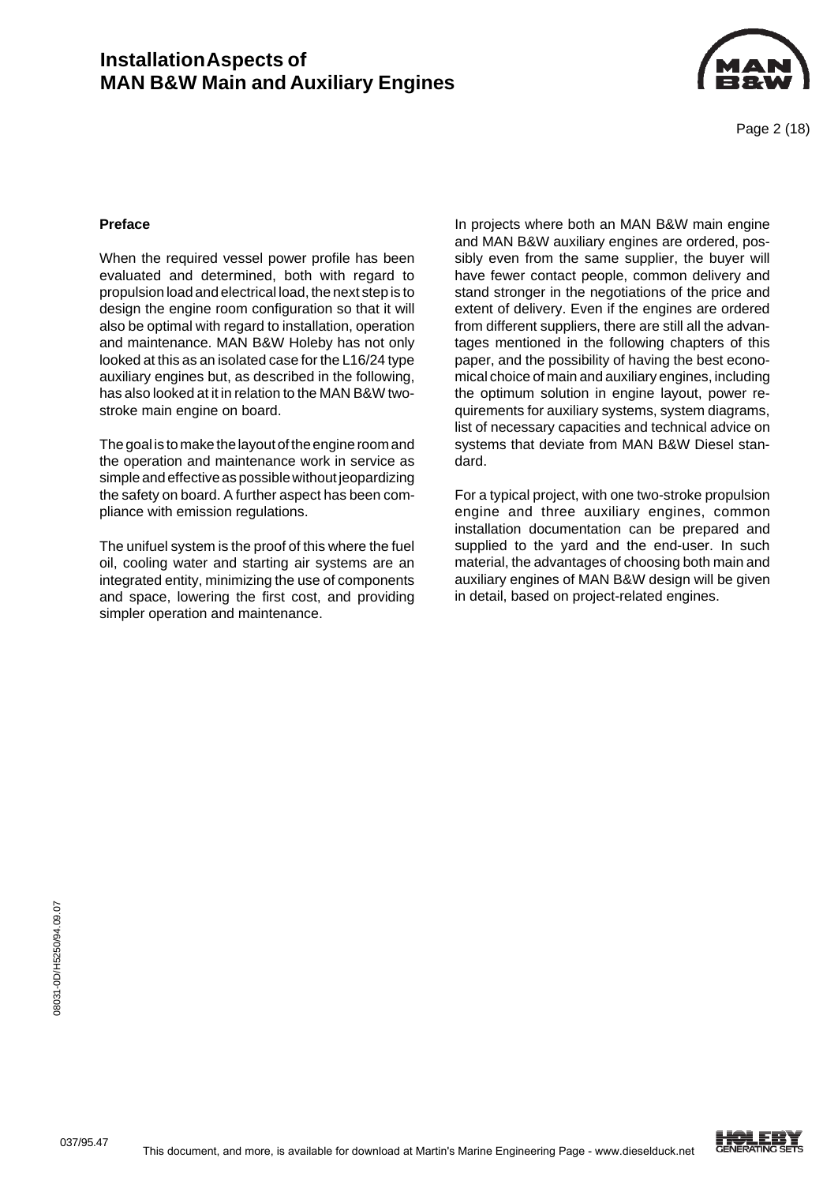## Preface

When the required vessel power profile has been evaluated and determined, both with regard to propulsion load and electrical load, the next step is to design the engine room configuration so that it will also be optimal with regard to installation, operation and maintenance. MAN B&W Holeby has not only looked at this as an isolated case for the L16/24 type auxiliary engines but, as described in the following, has also looked at it in relation to the MAN B&W two-stroke main engine on board.

The goal is to make the layout of the engine room and the operation and maintenance work in service as simple and effective as possible without jeopardizing the safety on board. A further aspect has been compliance with emission regulations.

The unifuel system is the proof of this where the fuel oil, cooling water and starting air systems are an integrated entity, minimizing the use of components and space, lowering the first cost, and providing simpler operation and maintenance.

In projects where both an MAN B&W main engine and MAN B&W auxiliary engines are ordered, possibly even from the same supplier, the buyer will have fewer contact people, common delivery and stand stronger in the negotiations of the price and extent of delivery. Even if the engines are ordered from different suppliers, there are still all the advantages mentioned in the following chapters of this paper, and the possibility of having the best economical choice of main and auxiliary engines, including the optimum solution in engine layout, power requirements for auxiliary systems, system diagrams, list of necessary capacities and technical advice on systems that deviate from MAN B&W Diesel standard.

For a typical project, with one two-stroke propulsion engine and three auxiliary engines, common installation documentation can be prepared and supplied to the yard and the end-user. In such material, the advantages of choosing both main and auxiliary engines of MAN B&W design will be given in detail, based on project-related engines.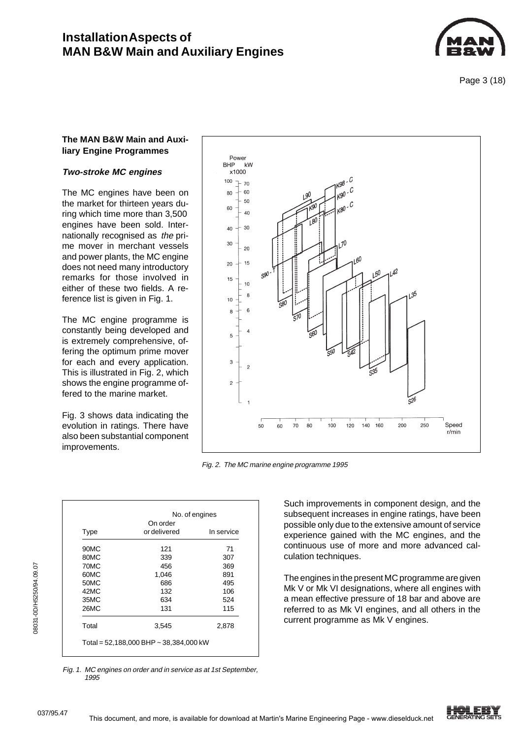### The MAN B&W Main and Auxiliary Engine Programmes

#### *Two-stroke MC engines*

The MC engines have been on the market for thirteen years during which time more than 3,500 engines have been sold. Internationally recognised as *the* prime mover in merchant vessels and power plants, the MC engine does not need many introductory remarks for those involved in either of these two fields. A reference list is given in Fig. 1.

The MC engine programme is constantly being developed and is extremely comprehensive, offering the optimum prime mover for each and every application. This is illustrated in Fig. 2, which shows the engine programme offered to the marine market.

Fig. 3 shows data indicating the evolution in ratings. There have also been substantial component improvements.

*Fig. 2. The MC marine engine programme 1995*

| Type | No. of engines On order or delivered | In service |
|---|---|---|
| 90MC | 121 | 71 |
| 80MC | 339 | 307 |
| 70MC | 456 | 369 |
| 60MC | 1,046 | 891 |
| 50MC | 686 | 495 |
| 42MC | 132 | 106 |
| 35MC | 634 | 524 |
| 26MC | 131 | 115 |
| Total | 3,545 | 2,878 |

Total = 52,188,000 BHP ~ 38,384,000 kW

*Fig. 1. MC engines on order and in service as at 1st September, 1995*

Such improvements in component design, and the subsequent increases in engine ratings, have been possible only due to the extensive amount of service experience gained with the MC engines, and the continuous use of more and more advanced calculation techniques.

The engines in the present MC programme are given Mk V or Mk VI designations, where all engines with a mean effective pressure of 18 bar and above are referred to as Mk VI engines, and all others in the current programme as Mk V engines.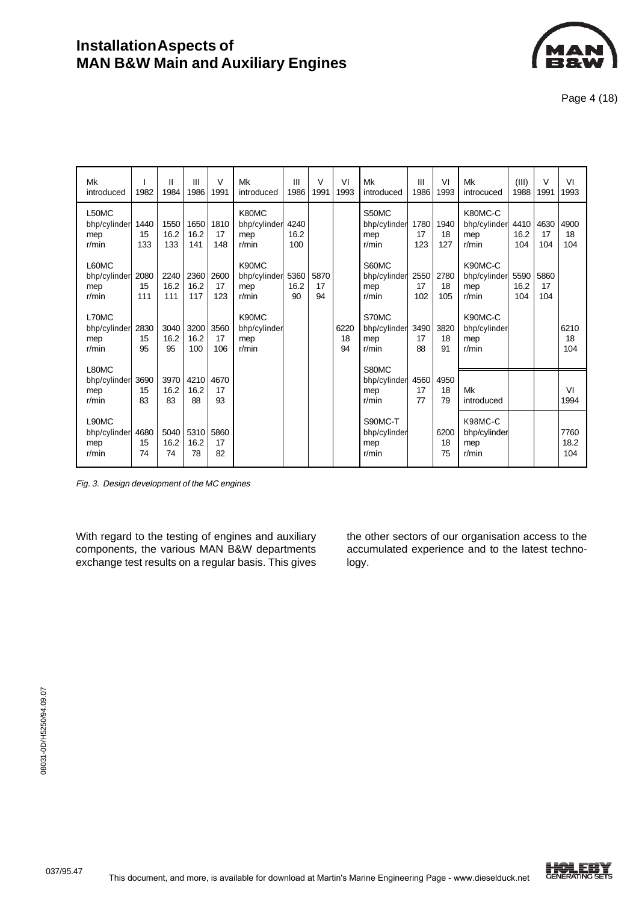| Mk introduced | I 1982 | II 1984 | III 1986 | V 1991 | Mk introduced | III 1986 | V 1991 | VI 1993 | Mk introduced | III 1986 | VI 1993 | Mk introcuced | (III) 1988 | V 1991 | VI 1993 |
|---|---|---|---|---|---|---|---|---|---|---|---|---|---|---|---|
| L50MC | | | | | K80MC | | | | S50MC | | | K80MC-C | | | |
| bhp/cylinder | 1440 | 1550 | 1650 | 1810 | bhp/cylinder | 4240 | | | bhp/cylinder | 1780 | 1940 | bhp/cylinder | 4410 | 4630 | 4900 |
| mep | 15 | 16.2 | 16.2 | 17 | mep | 16.2 | | | mep | 17 | 18 | mep | 16.2 | 17 | 18 |
| r/min | 133 | 133 | 141 | 148 | r/min | 100 | | | r/min | 123 | 127 | r/min | 104 | 104 | 104 |
| L60MC | | | | | K90MC | | | | S60MC | | | K90MC-C | | | |
| bhp/cylinder | 2080 | 2240 | 2360 | 2600 | bhp/cylinder | 5360 | 5870 | | bhp/cylinder | 2550 | 2780 | bhp/cylinder | 5590 | 5860 | |
| mep | 15 | 16.2 | 16.2 | 17 | mep | 16.2 | 17 | | mep | 17 | 18 | mep | 16.2 | 17 | |
| r/min | 111 | 111 | 117 | 123 | r/min | 90 | 94 | | r/min | 102 | 105 | r/min | 104 | 104 | |
| L70MC | | | | | K90MC | | | | S70MC | | | K90MC-C | | | |
| bhp/cylinder | 2830 | 3040 | 3200 | 3560 | bhp/cylinder | | | 6220 | bhp/cylinder | 3490 | 3820 | bhp/cylinder | | | 6210 |
| mep | 15 | 16.2 | 16.2 | 17 | mep | | | 18 | mep | 17 | 18 | mep | | | 18 |
| r/min | 95 | 95 | 100 | 106 | r/min | | | 94 | r/min | 88 | 91 | r/min | | | 104 |
| L80MC | | | | | | | | | S80MC | | | | | | |
| bhp/cylinder | 3690 | 3970 | 4210 | 4670 | | | | | bhp/cylinder | 4560 | 4950 | | | | |
| mep | 15 | 16.2 | 16.2 | 17 | | | | | mep | 17 | 18 | Mk | | | VI |
| r/min | 83 | 83 | 88 | 93 | | | | | r/min | 77 | 79 | introduced | | | 1994 |
| L90MC | | | | | | | | | S90MC-T | | | K98MC-C | | | |
| bhp/cylinder | 4680 | 5040 | 5310 | 5860 | | | | | bhp/cylinder | | 6200 | bhp/cylinder | | | 7760 |
| mep | 15 | 16.2 | 16.2 | 17 | | | | | mep | | 18 | mep | | | 18.2 |
| r/min | 74 | 74 | 78 | 82 | | | | | r/min | | 75 | r/min | | | 104 |

*Fig. 3. Design development of the MC engines*

With regard to the testing of engines and auxiliary components, the various MAN B&W departments exchange test results on a regular basis. This gives the other sectors of our organisation access to the accumulated experience and to the latest technology.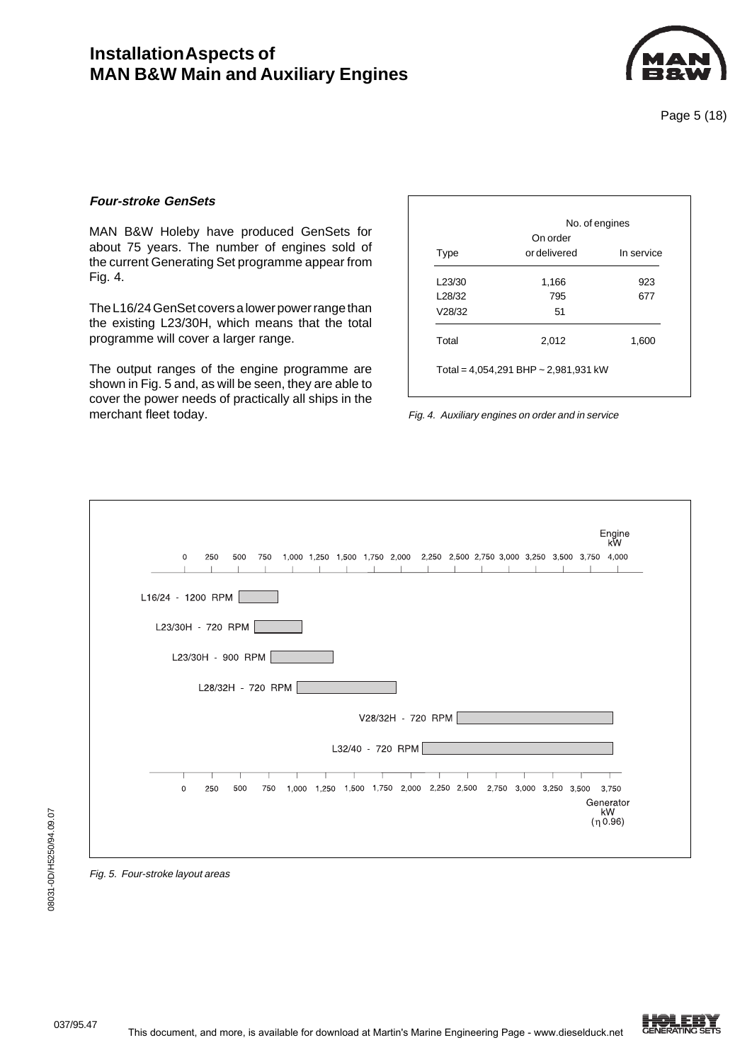#### *Four-stroke GenSets*

MAN B&W Holeby have produced GenSets for about 75 years. The number of engines sold of the current Generating Set programme appear from Fig. 4.

The L16/24 GenSet covers a lower power range than the existing L23/30H, which means that the total programme will cover a larger range.

The output ranges of the engine programme are shown in Fig. 5 and, as will be seen, they are able to cover the power needs of practically all ships in the merchant fleet today.

| Type | No. of engines<br>On order or delivered | In service |
|---|---|---|
| L23/30 | 1,166 | 923 |
| L28/32 | 795 | 677 |
| V28/32 | 51 | |
| Total | 2,012 | 1,600 |

Total = 4,054,291 BHP ~ 2,981,931 kW

*Fig. 4. Auxiliary engines on order and in service*

Engine kW: 0, 250, 500, 750, 1,000, 1,250, 1,500, 1,750, 2,000, 2,250, 2,500, 2,750, 3,000, 3,250, 3,500, 3,750, 4,000

L16/24 - 1200 RPM

L23/30H - 720 RPM

L23/30H - 900 RPM

L28/32H - 720 RPM

V28/32H - 720 RPM

L32/40 - 720 RPM

Generator kW ($\eta$ 0.96): 0, 250, 500, 750, 1,000, 1,250, 1,500, 1,750, 2,000, 2,250, 2,500, 2,750, 3,000, 3,250, 3,500, 3,750

*Fig. 5. Four-stroke layout areas*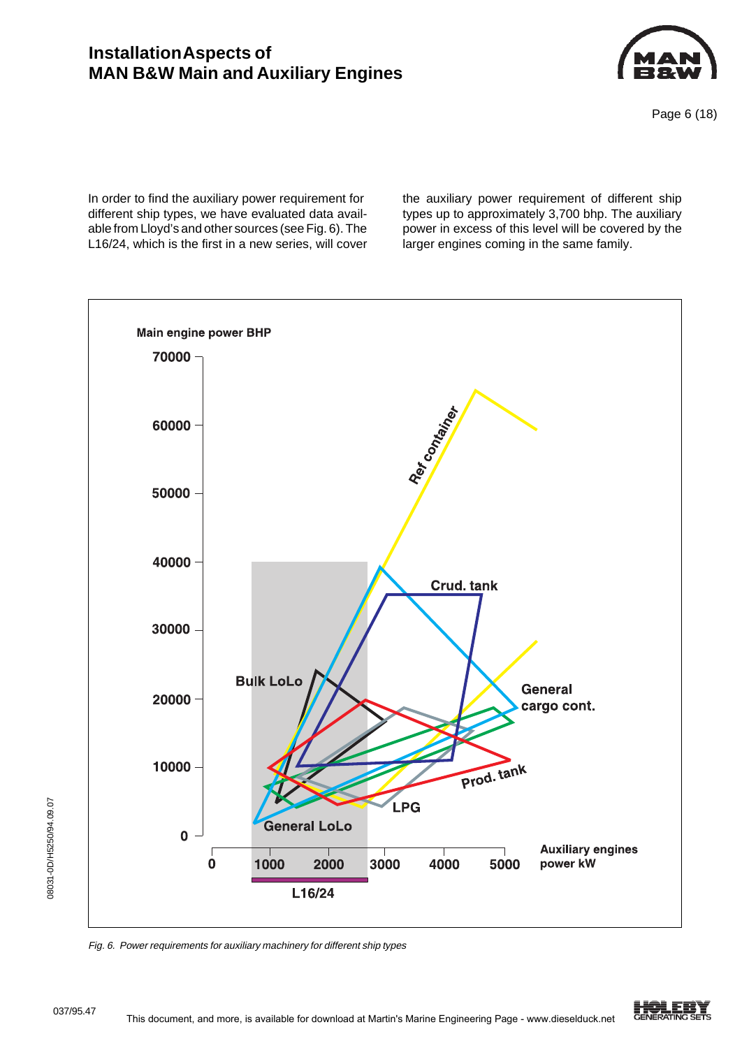In order to find the auxiliary power requirement for different ship types, we have evaluated data available from Lloyd's and other sources (see Fig. 6). The L16/24, which is the first in a new series, will cover the auxiliary power requirement of different ship types up to approximately 3,700 bhp. The auxiliary power in excess of this level will be covered by the larger engines coming in the same family.

*Fig. 6. Power requirements for auxiliary machinery for different ship types*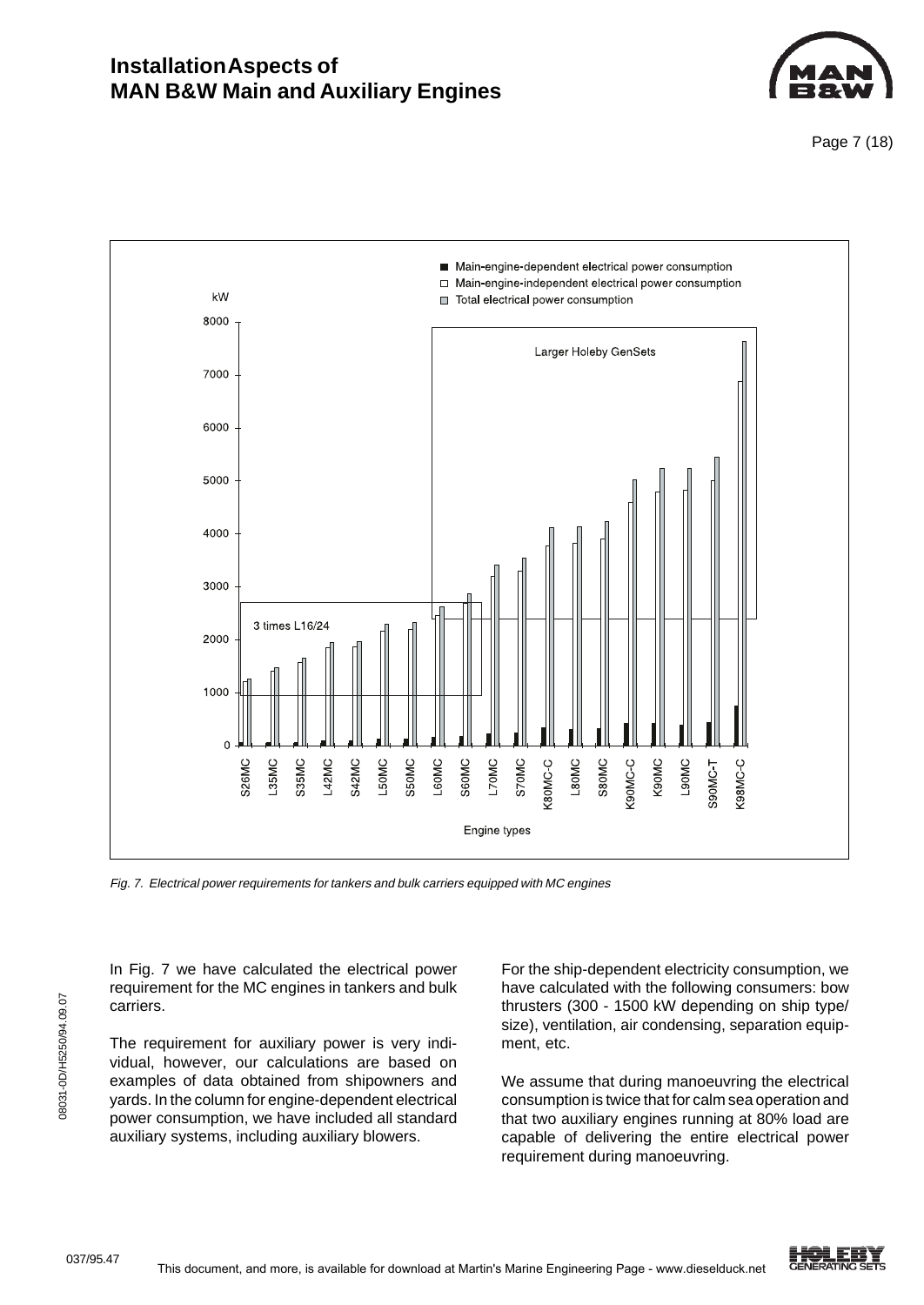Fig. 7. Electrical power requirements for tankers and bulk carriers equipped with MC engines

In Fig. 7 we have calculated the electrical power requirement for the MC engines in tankers and bulk carriers.

The requirement for auxiliary power is very individual, however, our calculations are based on examples of data obtained from shipowners and yards. In the column for engine-dependent electrical power consumption, we have included all standard auxiliary systems, including auxiliary blowers.

For the ship-dependent electricity consumption, we have calculated with the following consumers: bow thrusters (300 - 1500 kW depending on ship type/ size), ventilation, air condensing, separation equipment, etc.

We assume that during manoeuvring the electrical consumption is twice that for calm sea operation and that two auxiliary engines running at 80% load are capable of delivering the entire electrical power requirement during manoeuvring.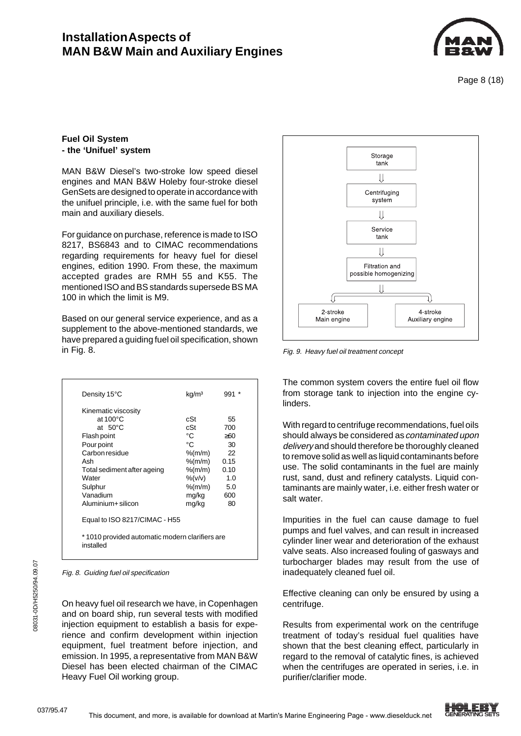## Fuel Oil System
## - the 'Unifuel' system

MAN B&W Diesel's two-stroke low speed diesel engines and MAN B&W Holeby four-stroke diesel GenSets are designed to operate in accordance with the unifuel principle, i.e. with the same fuel for both main and auxiliary diesels.

For guidance on purchase, reference is made to ISO 8217, BS6843 and to CIMAC recommendations regarding requirements for heavy fuel for diesel engines, edition 1990. From these, the maximum accepted grades are RMH 55 and K55. The mentioned ISO and BS standards supersede BS MA 100 in which the limit is M9.

Based on our general service experience, and as a supplement to the above-mentioned standards, we have prepared a guiding fuel oil specification, shown in Fig. 8.

| | | |
|---|---|---|
| Density 15°C | kg/m³ | 991 * |
| Kinematic viscosity | | |
| at 100°C | cSt | 55 |
| at 50°C | cSt | 700 |
| Flash point | °C | ≥60 |
| Pour point | °C | 30 |
| Carbon residue | %(m/m) | 22 |
| Ash | %(m/m) | 0.15 |
| Total sediment after ageing | %(m/m) | 0.10 |
| Water | %(v/v) | 1.0 |
| Sulphur | %(m/m) | 5.0 |
| Vanadium | mg/kg | 600 |
| Aluminium+ silicon | mg/kg | 80 |

Equal to ISO 8217/CIMAC - H55

* 1010 provided automatic modern clarifiers are installed

*Fig. 8. Guiding fuel oil specification*

On heavy fuel oil research we have, in Copenhagen and on board ship, run several tests with modified injection equipment to establish a basis for experience and confirm development within injection equipment, fuel treatment before injection, and emission. In 1995, a representative from MAN B&W Diesel has been elected chairman of the CIMAC Heavy Fuel Oil working group.

Storage tank → Centrifuging system → Service tank → Filtration and possible homogenizing → 2-stroke Main engine / 4-stroke Auxiliary engine

*Fig. 9. Heavy fuel oil treatment concept*

The common system covers the entire fuel oil flow from storage tank to injection into the engine cylinders.

With regard to centrifuge recommendations, fuel oils should always be considered as *contaminated upon delivery* and should therefore be thoroughly cleaned to remove solid as well as liquid contaminants before use. The solid contaminants in the fuel are mainly rust, sand, dust and refinery catalysts. Liquid contaminants are mainly water, i.e. either fresh water or salt water.

Impurities in the fuel can cause damage to fuel pumps and fuel valves, and can result in increased cylinder liner wear and deterioration of the exhaust valve seats. Also increased fouling of gasways and turbocharger blades may result from the use of inadequately cleaned fuel oil.

Effective cleaning can only be ensured by using a centrifuge.

Results from experimental work on the centrifuge treatment of today's residual fuel qualities have shown that the best cleaning effect, particularly in regard to the removal of catalytic fines, is achieved when the centrifuges are operated in series, i.e. in purifier/clarifier mode.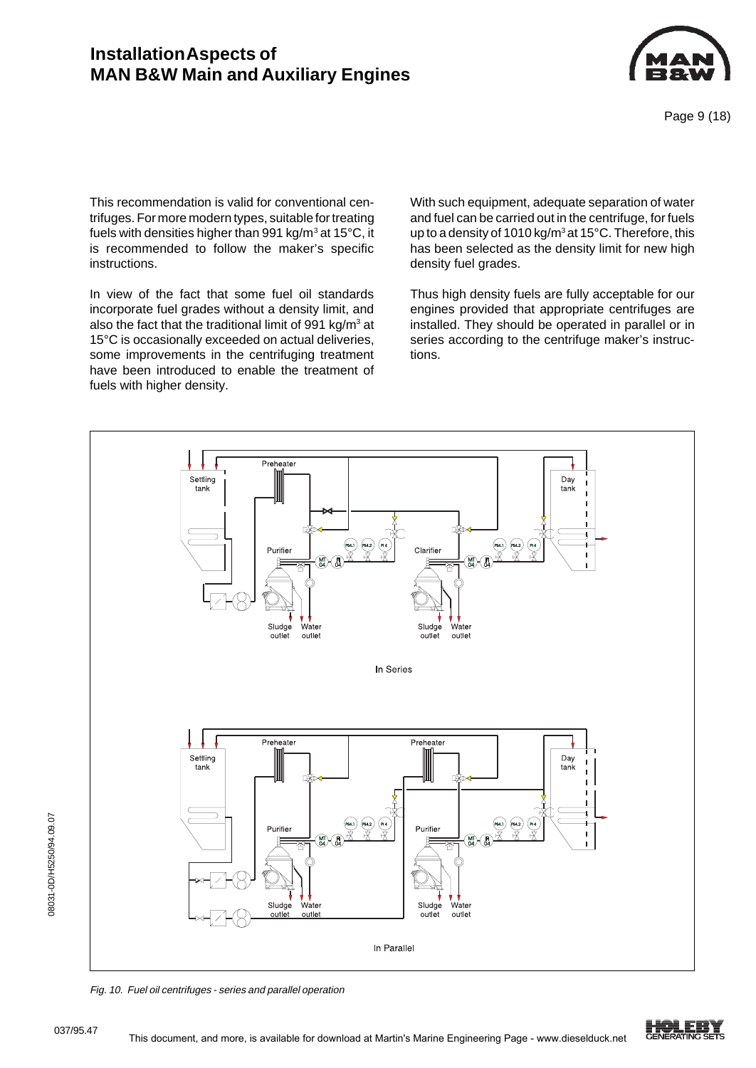This recommendation is valid for conventional centrifuges. For more modern types, suitable for treating fuels with densities higher than 991 kg/m$^3$ at 15°C, it is recommended to follow the maker's specific instructions.

In view of the fact that some fuel oil standards incorporate fuel grades without a density limit, and also the fact that the traditional limit of 991 kg/m$^3$ at 15°C is occasionally exceeded on actual deliveries, some improvements in the centrifuging treatment have been introduced to enable the treatment of fuels with higher density.

With such equipment, adequate separation of water and fuel can be carried out in the centrifuge, for fuels up to a density of 1010 kg/m$^3$ at 15°C. Therefore, this has been selected as the density limit for new high density fuel grades.

Thus high density fuels are fully acceptable for our engines provided that appropriate centrifuges are installed. They should be operated in parallel or in series according to the centrifuge maker's instructions.

*Fig. 10. Fuel oil centrifuges - series and parallel operation*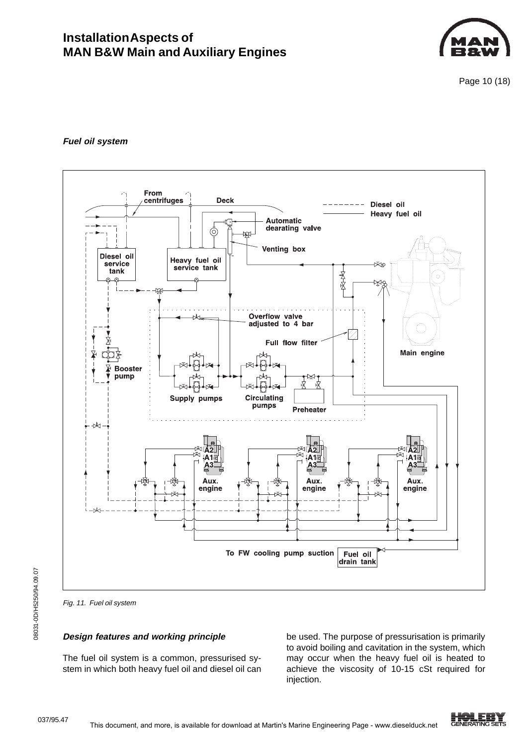***Fuel oil system***

*Fig. 11. Fuel oil system*

***Design features and working principle***

The fuel oil system is a common, pressurised system in which both heavy fuel oil and diesel oil can be used. The purpose of pressurisation is primarily to avoid boiling and cavitation in the system, which may occur when the heavy fuel oil is heated to achieve the viscosity of 10-15 cSt required for injection.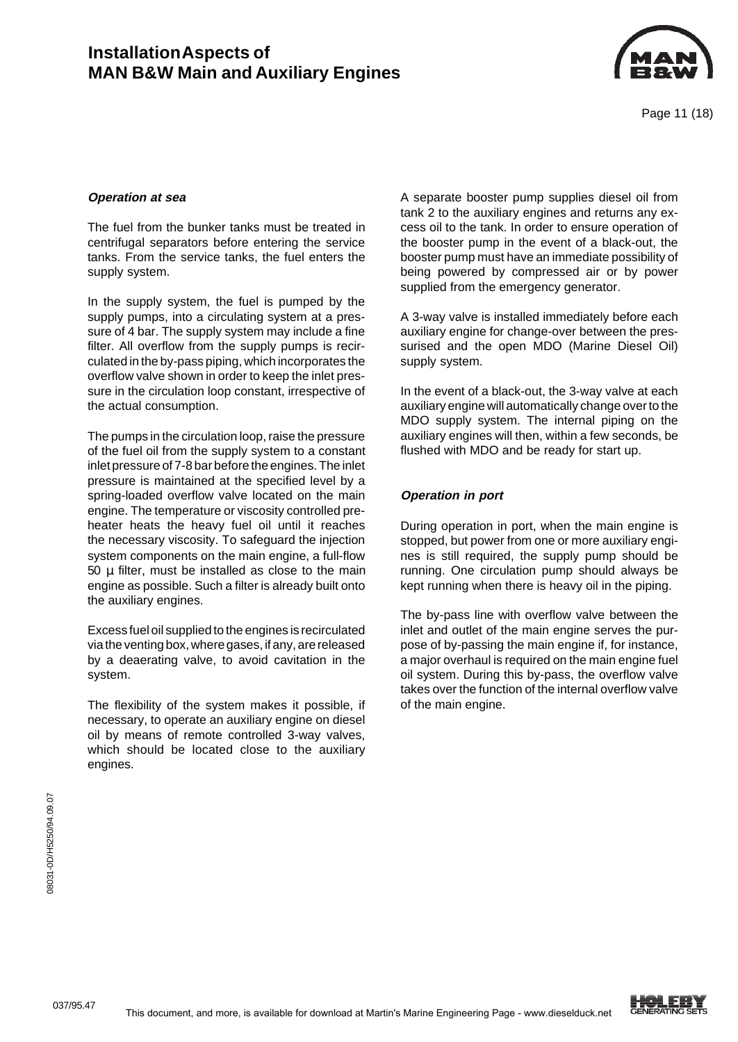#### ***Operation at sea***

The fuel from the bunker tanks must be treated in centrifugal separators before entering the service tanks. From the service tanks, the fuel enters the supply system.

In the supply system, the fuel is pumped by the supply pumps, into a circulating system at a pressure of 4 bar. The supply system may include a fine filter. All overflow from the supply pumps is recirculated in the by-pass piping, which incorporates the overflow valve shown in order to keep the inlet pressure in the circulation loop constant, irrespective of the actual consumption.

The pumps in the circulation loop, raise the pressure of the fuel oil from the supply system to a constant inlet pressure of 7-8 bar before the engines. The inlet pressure is maintained at the specified level by a spring-loaded overflow valve located on the main engine. The temperature or viscosity controlled preheater heats the heavy fuel oil until it reaches the necessary viscosity. To safeguard the injection system components on the main engine, a full-flow 50 µ filter, must be installed as close to the main engine as possible. Such a filter is already built onto the auxiliary engines.

Excess fuel oil supplied to the engines is recirculated via the venting box, where gases, if any, are released by a deaerating valve, to avoid cavitation in the system.

The flexibility of the system makes it possible, if necessary, to operate an auxiliary engine on diesel oil by means of remote controlled 3-way valves, which should be located close to the auxiliary engines.

A separate booster pump supplies diesel oil from tank 2 to the auxiliary engines and returns any excess oil to the tank. In order to ensure operation of the booster pump in the event of a black-out, the booster pump must have an immediate possibility of being powered by compressed air or by power supplied from the emergency generator.

A 3-way valve is installed immediately before each auxiliary engine for change-over between the pressurised and the open MDO (Marine Diesel Oil) supply system.

In the event of a black-out, the 3-way valve at each auxiliary engine will automatically change over to the MDO supply system. The internal piping on the auxiliary engines will then, within a few seconds, be flushed with MDO and be ready for start up.

#### ***Operation in port***

During operation in port, when the main engine is stopped, but power from one or more auxiliary engines is still required, the supply pump should be running. One circulation pump should always be kept running when there is heavy oil in the piping.

The by-pass line with overflow valve between the inlet and outlet of the main engine serves the purpose of by-passing the main engine if, for instance, a major overhaul is required on the main engine fuel oil system. During this by-pass, the overflow valve takes over the function of the internal overflow valve of the main engine.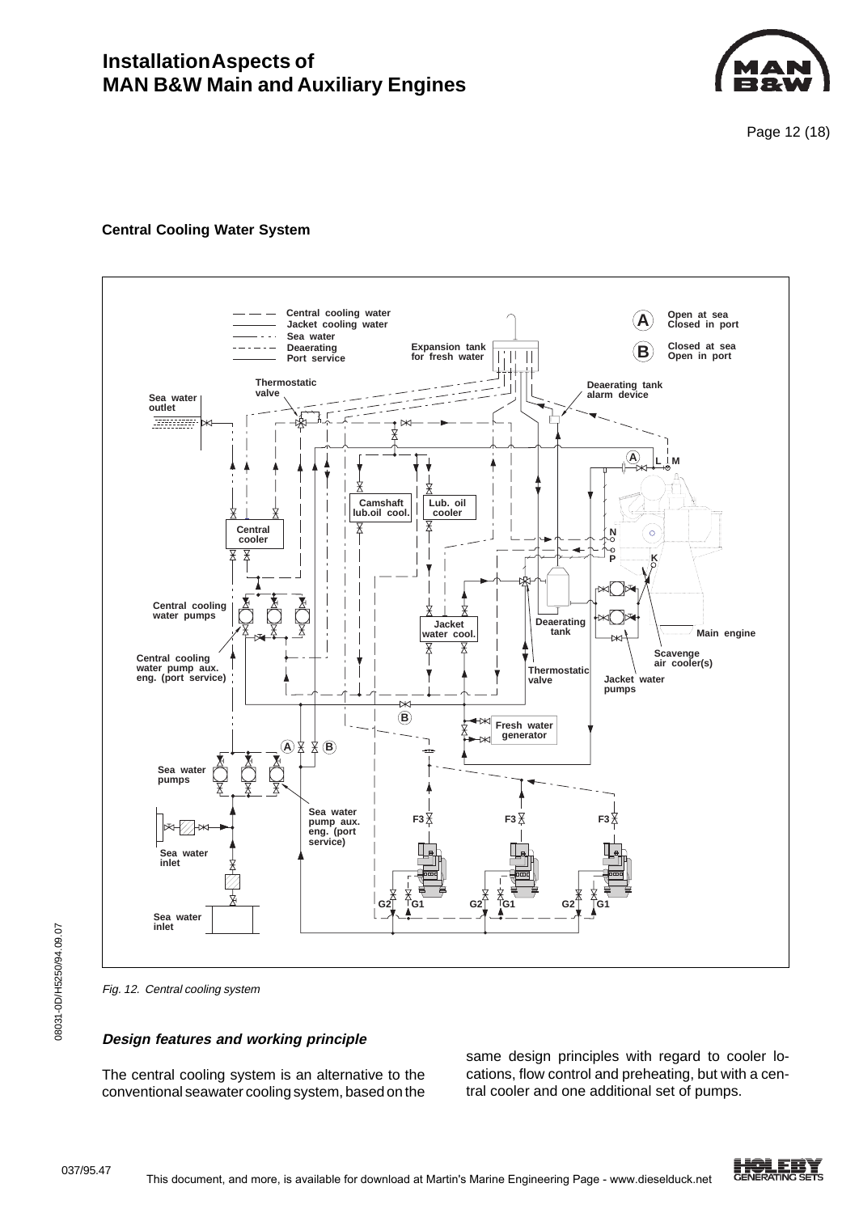## Central Cooling Water System

Fig. 12. Central cooling system

### *Design features and working principle*

The central cooling system is an alternative to the conventional seawater cooling system, based on the same design principles with regard to cooler locations, flow control and preheating, but with a central cooler and one additional set of pumps.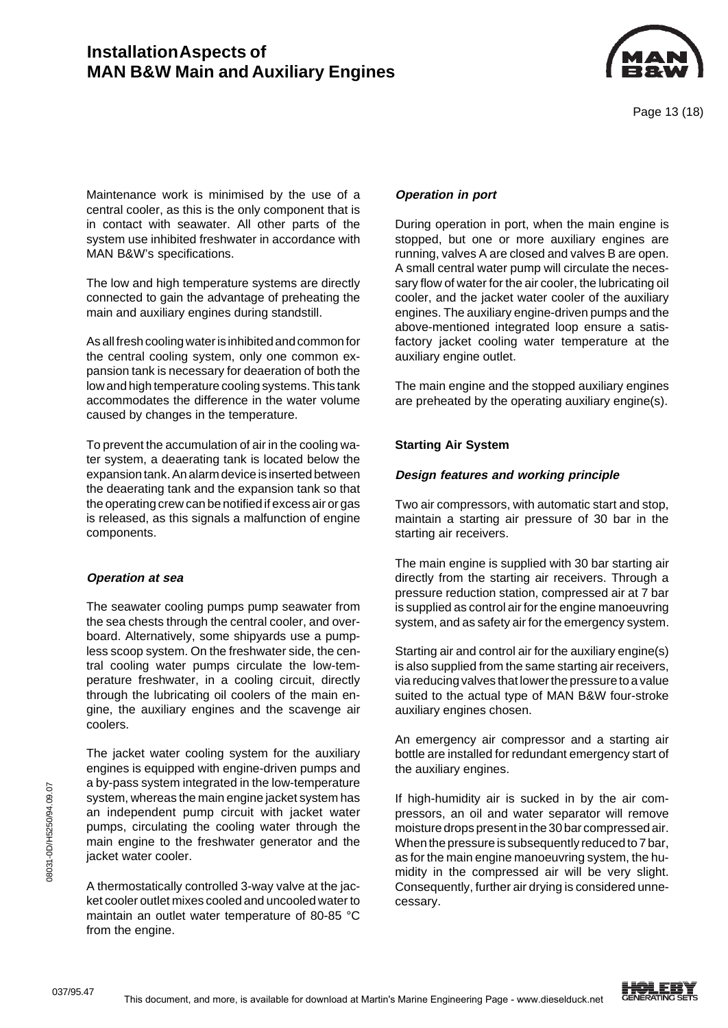Maintenance work is minimised by the use of a central cooler, as this is the only component that is in contact with seawater. All other parts of the system use inhibited freshwater in accordance with MAN B&W's specifications.

The low and high temperature systems are directly connected to gain the advantage of preheating the main and auxiliary engines during standstill.

As all fresh cooling water is inhibited and common for the central cooling system, only one common expansion tank is necessary for deaeration of both the low and high temperature cooling systems. This tank accommodates the difference in the water volume caused by changes in the temperature.

To prevent the accumulation of air in the cooling water system, a deaerating tank is located below the expansion tank. An alarm device is inserted between the deaerating tank and the expansion tank so that the operating crew can be notified if excess air or gas is released, as this signals a malfunction of engine components.

### *Operation at sea*

The seawater cooling pumps pump seawater from the sea chests through the central cooler, and overboard. Alternatively, some shipyards use a pumpless scoop system. On the freshwater side, the central cooling water pumps circulate the low-temperature freshwater, in a cooling circuit, directly through the lubricating oil coolers of the main engine, the auxiliary engines and the scavenge air coolers.

The jacket water cooling system for the auxiliary engines is equipped with engine-driven pumps and a by-pass system integrated in the low-temperature system, whereas the main engine jacket system has an independent pump circuit with jacket water pumps, circulating the cooling water through the main engine to the freshwater generator and the jacket water cooler.

A thermostatically controlled 3-way valve at the jacket cooler outlet mixes cooled and uncooled water to maintain an outlet water temperature of 80-85 °C from the engine.

### *Operation in port*

During operation in port, when the main engine is stopped, but one or more auxiliary engines are running, valves A are closed and valves B are open. A small central water pump will circulate the necessary flow of water for the air cooler, the lubricating oil cooler, and the jacket water cooler of the auxiliary engines. The auxiliary engine-driven pumps and the above-mentioned integrated loop ensure a satisfactory jacket cooling water temperature at the auxiliary engine outlet.

The main engine and the stopped auxiliary engines are preheated by the operating auxiliary engine(s).

## Starting Air System

### *Design features and working principle*

Two air compressors, with automatic start and stop, maintain a starting air pressure of 30 bar in the starting air receivers.

The main engine is supplied with 30 bar starting air directly from the starting air receivers. Through a pressure reduction station, compressed air at 7 bar is supplied as control air for the engine manoeuvring system, and as safety air for the emergency system.

Starting air and control air for the auxiliary engine(s) is also supplied from the same starting air receivers, via reducing valves that lower the pressure to a value suited to the actual type of MAN B&W four-stroke auxiliary engines chosen.

An emergency air compressor and a starting air bottle are installed for redundant emergency start of the auxiliary engines.

If high-humidity air is sucked in by the air compressors, an oil and water separator will remove moisture drops present in the 30 bar compressed air. When the pressure is subsequently reduced to 7 bar, as for the main engine manoeuvring system, the humidity in the compressed air will be very slight. Consequently, further air drying is considered unnecessary.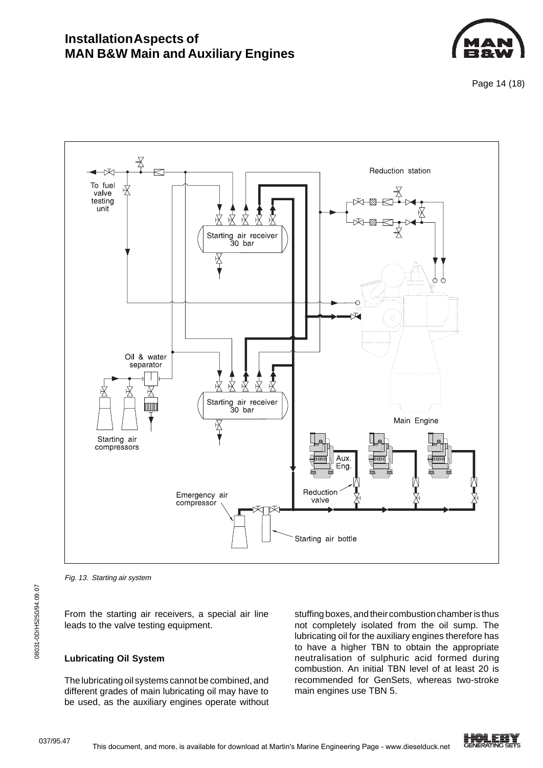Fig. 13. Starting air system

From the starting air receivers, a special air line leads to the valve testing equipment.

### Lubricating Oil System

The lubricating oil systems cannot be combined, and different grades of main lubricating oil may have to be used, as the auxiliary engines operate without stuffing boxes, and their combustion chamber is thus not completely isolated from the oil sump. The lubricating oil for the auxiliary engines therefore has to have a higher TBN to obtain the appropriate neutralisation of sulphuric acid formed during combustion. An initial TBN level of at least 20 is recommended for GenSets, whereas two-stroke main engines use TBN 5.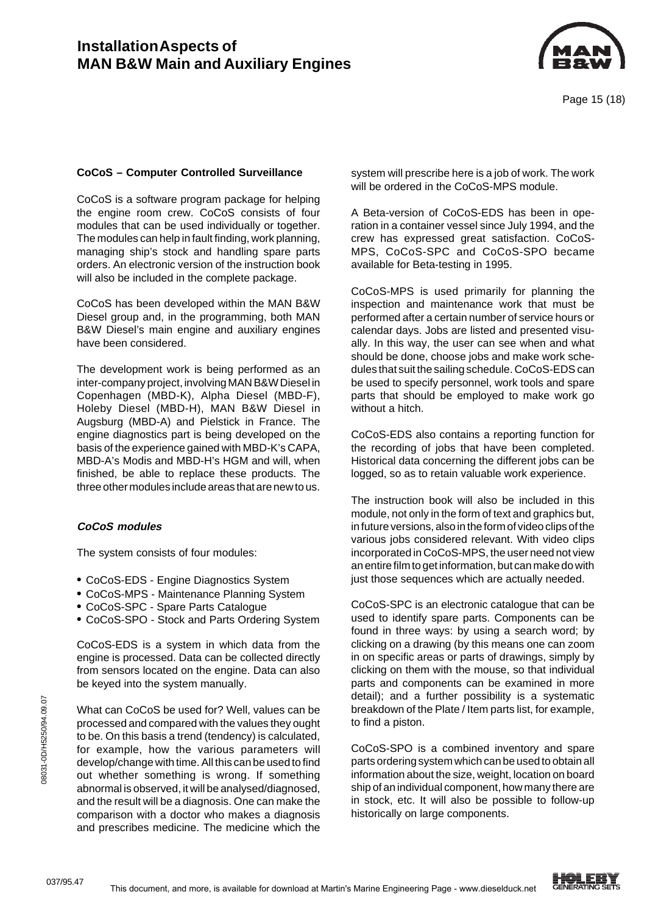**CoCoS – Computer Controlled Surveillance**

CoCoS is a software program package for helping the engine room crew. CoCoS consists of four modules that can be used individually or together. The modules can help in fault finding, work planning, managing ship's stock and handling spare parts orders. An electronic version of the instruction book will also be included in the complete package.

CoCoS has been developed within the MAN B&W Diesel group and, in the programming, both MAN B&W Diesel's main engine and auxiliary engines have been considered.

The development work is being performed as an inter-company project, involving MAN B&W Diesel in Copenhagen (MBD-K), Alpha Diesel (MBD-F), Holeby Diesel (MBD-H), MAN B&W Diesel in Augsburg (MBD-A) and Pielstick in France. The engine diagnostics part is being developed on the basis of the experience gained with MBD-K's CAPA, MBD-A's Modis and MBD-H's HGM and will, when finished, be able to replace these products. The three other modules include areas that are new to us.

***CoCoS modules***

The system consists of four modules:

- CoCoS-EDS - Engine Diagnostics System
- CoCoS-MPS - Maintenance Planning System
- CoCoS-SPC - Spare Parts Catalogue
- CoCoS-SPO - Stock and Parts Ordering System

CoCoS-EDS is a system in which data from the engine is processed. Data can be collected directly from sensors located on the engine. Data can also be keyed into the system manually.

What can CoCoS be used for? Well, values can be processed and compared with the values they ought to be. On this basis a trend (tendency) is calculated, for example, how the various parameters will develop/change with time. All this can be used to find out whether something is wrong. If something abnormal is observed, it will be analysed/diagnosed, and the result will be a diagnosis. One can make the comparison with a doctor who makes a diagnosis and prescribes medicine. The medicine which the system will prescribe here is a job of work. The work will be ordered in the CoCoS-MPS module.

A Beta-version of CoCoS-EDS has been in operation in a container vessel since July 1994, and the crew has expressed great satisfaction. CoCoS-MPS, CoCoS-SPC and CoCoS-SPO became available for Beta-testing in 1995.

CoCoS-MPS is used primarily for planning the inspection and maintenance work that must be performed after a certain number of service hours or calendar days. Jobs are listed and presented visually. In this way, the user can see when and what should be done, choose jobs and make work schedules that suit the sailing schedule. CoCoS-EDS can be used to specify personnel, work tools and spare parts that should be employed to make work go without a hitch.

CoCoS-EDS also contains a reporting function for the recording of jobs that have been completed. Historical data concerning the different jobs can be logged, so as to retain valuable work experience.

The instruction book will also be included in this module, not only in the form of text and graphics but, in future versions, also in the form of video clips of the various jobs considered relevant. With video clips incorporated in CoCoS-MPS, the user need not view an entire film to get information, but can make do with just those sequences which are actually needed.

CoCoS-SPC is an electronic catalogue that can be used to identify spare parts. Components can be found in three ways: by using a search word; by clicking on a drawing (by this means one can zoom in on specific areas or parts of drawings, simply by clicking on them with the mouse, so that individual parts and components can be examined in more detail); and a further possibility is a systematic breakdown of the Plate / Item parts list, for example, to find a piston.

CoCoS-SPO is a combined inventory and spare parts ordering system which can be used to obtain all information about the size, weight, location on board ship of an individual component, how many there are in stock, etc. It will also be possible to follow-up historically on large components.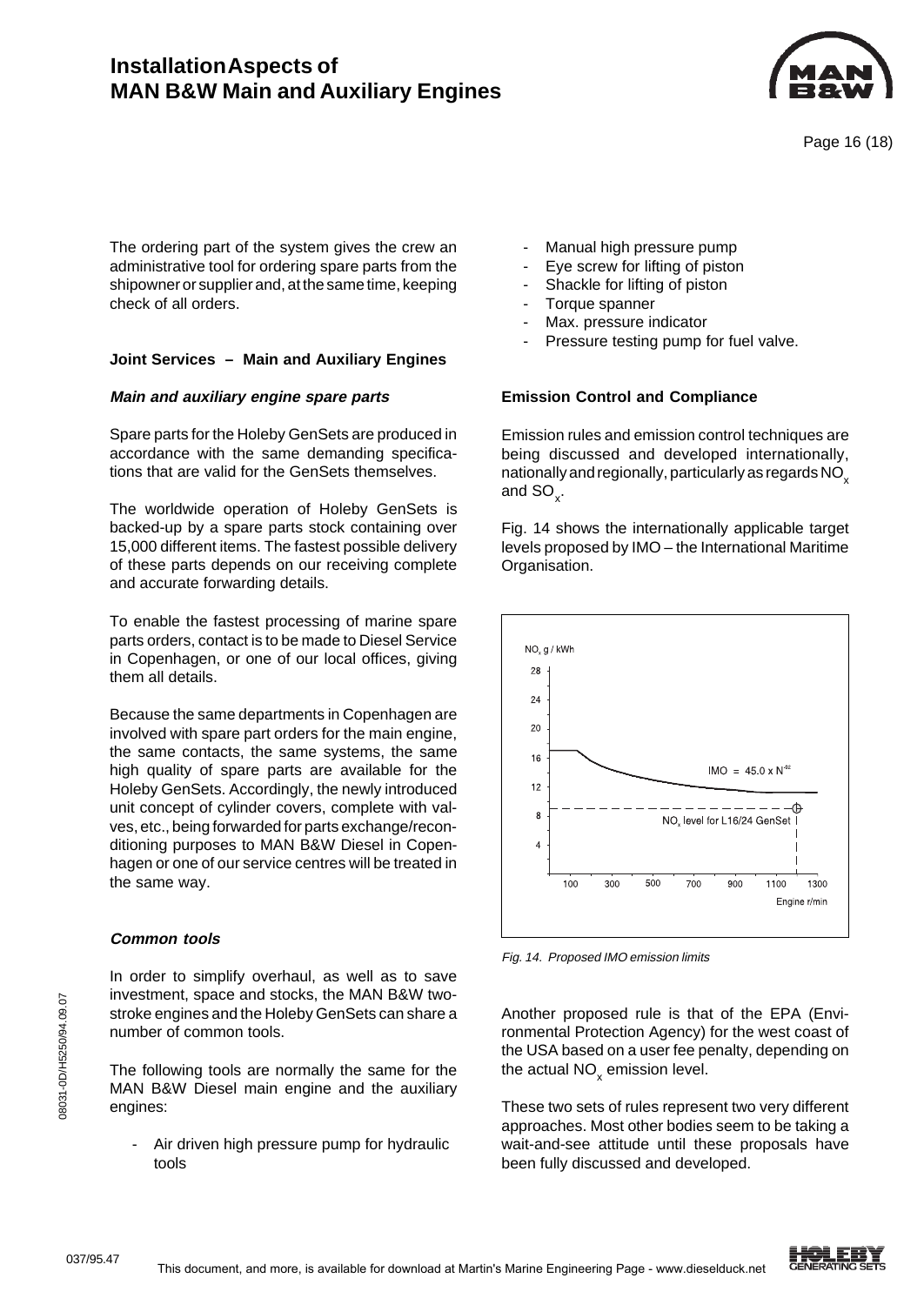The ordering part of the system gives the crew an administrative tool for ordering spare parts from the shipowner or supplier and, at the same time, keeping check of all orders.

### Joint Services – Main and Auxiliary Engines

#### *Main and auxiliary engine spare parts*

Spare parts for the Holeby GenSets are produced in accordance with the same demanding specifications that are valid for the GenSets themselves.

The worldwide operation of Holeby GenSets is backed-up by a spare parts stock containing over 15,000 different items. The fastest possible delivery of these parts depends on our receiving complete and accurate forwarding details.

To enable the fastest processing of marine spare parts orders, contact is to be made to Diesel Service in Copenhagen, or one of our local offices, giving them all details.

Because the same departments in Copenhagen are involved with spare part orders for the main engine, the same contacts, the same systems, the same high quality of spare parts are available for the Holeby GenSets. Accordingly, the newly introduced unit concept of cylinder covers, complete with valves, etc., being forwarded for parts exchange/reconditioning purposes to MAN B&W Diesel in Copenhagen or one of our service centres will be treated in the same way.

#### *Common tools*

In order to simplify overhaul, as well as to save investment, space and stocks, the MAN B&W two-stroke engines and the Holeby GenSets can share a number of common tools.

The following tools are normally the same for the MAN B&W Diesel main engine and the auxiliary engines:

- Air driven high pressure pump for hydraulic tools
- Manual high pressure pump
- Eye screw for lifting of piston
- Shackle for lifting of piston
- Torque spanner
- Max. pressure indicator
- Pressure testing pump for fuel valve.

### Emission Control and Compliance

Emission rules and emission control techniques are being discussed and developed internationally, nationally and regionally, particularly as regards $NO_x$ and $SO_x$.

Fig. 14 shows the internationally applicable target levels proposed by IMO – the International Maritime Organisation.

*Fig. 14. Proposed IMO emission limits*

Another proposed rule is that of the EPA (Environmental Protection Agency) for the west coast of the USA based on a user fee penalty, depending on the actual $NO_x$ emission level.

These two sets of rules represent two very different approaches. Most other bodies seem to be taking a wait-and-see attitude until these proposals have been fully discussed and developed.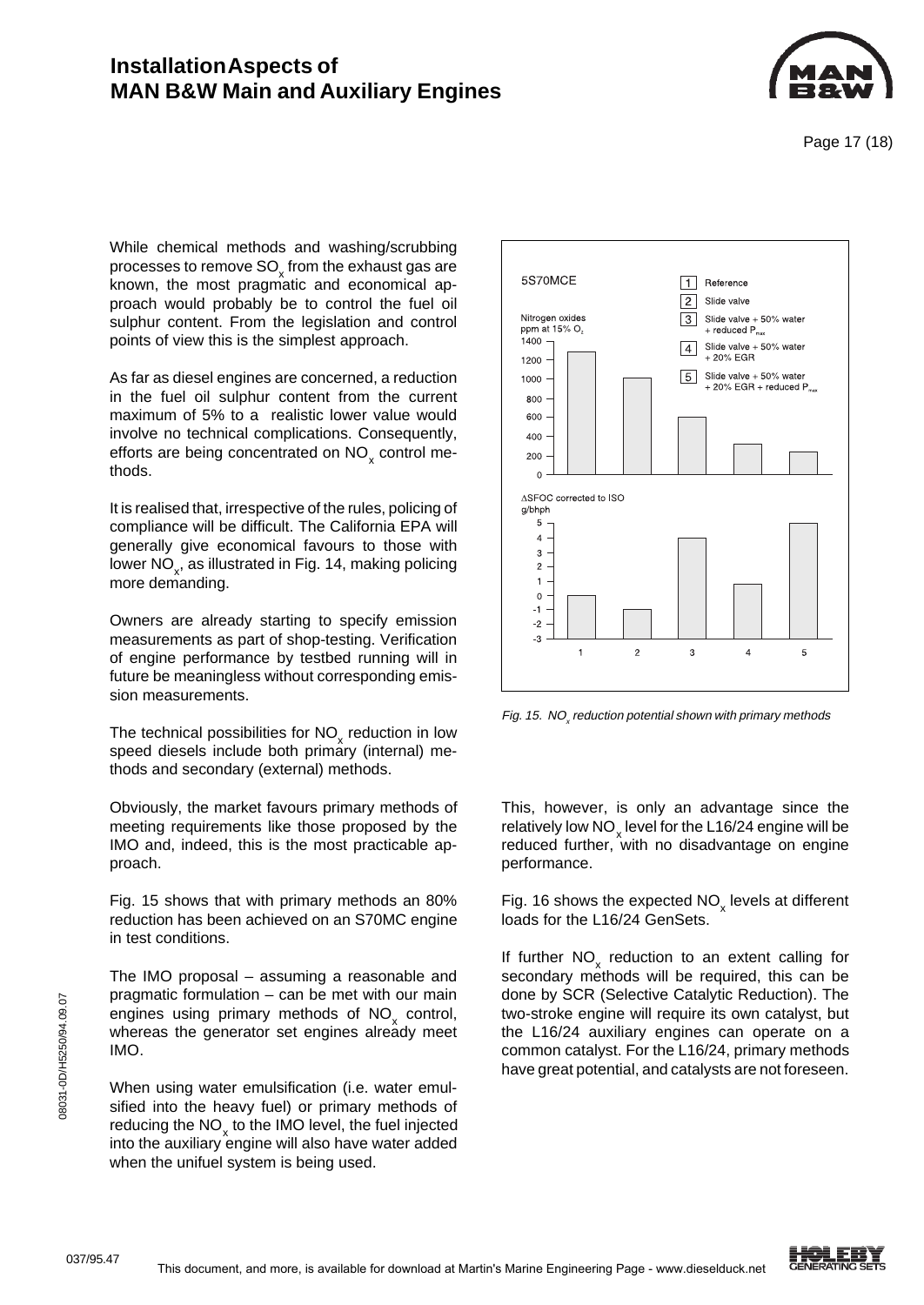While chemical methods and washing/scrubbing processes to remove $SO_x$ from the exhaust gas are known, the most pragmatic and economical approach would probably be to control the fuel oil sulphur content. From the legislation and control points of view this is the simplest approach.

As far as diesel engines are concerned, a reduction in the fuel oil sulphur content from the current maximum of 5% to a realistic lower value would involve no technical complications. Consequently, efforts are being concentrated on $NO_x$ control methods.

It is realised that, irrespective of the rules, policing of compliance will be difficult. The California EPA will generally give economical favours to those with lower $NO_x$, as illustrated in Fig. 14, making policing more demanding.

Owners are already starting to specify emission measurements as part of shop-testing. Verification of engine performance by testbed running will in future be meaningless without corresponding emission measurements.

The technical possibilities for $NO_x$ reduction in low speed diesels include both primary (internal) methods and secondary (external) methods.

Obviously, the market favours primary methods of meeting requirements like those proposed by the IMO and, indeed, this is the most practicable approach.

Fig. 15 shows that with primary methods an 80% reduction has been achieved on an S70MC engine in test conditions.

The IMO proposal – assuming a reasonable and pragmatic formulation – can be met with our main engines using primary methods of $NO_x$ control, whereas the generator set engines already meet IMO.

When using water emulsification (i.e. water emulsified into the heavy fuel) or primary methods of reducing the $NO_x$ to the IMO level, the fuel injected into the auxiliary engine will also have water added when the unifuel system is being used.

5S70MCE

1 Reference
2 Slide valve
3 Slide valve + 50% water + reduced $P_{max}$
4 Slide valve + 50% water + 20% EGR
5 Slide valve + 50% water + 20% EGR + reduced $P_{max}$

Nitrogen oxides ppm at 15% $O_2$

ΔSFOC corrected to ISO g/bhph

*Fig. 15. $NO_x$ reduction potential shown with primary methods*

This, however, is only an advantage since the relatively low $NO_x$ level for the L16/24 engine will be reduced further, with no disadvantage on engine performance.

Fig. 16 shows the expected $NO_x$ levels at different loads for the L16/24 GenSets.

If further $NO_x$ reduction to an extent calling for secondary methods will be required, this can be done by SCR (Selective Catalytic Reduction). The two-stroke engine will require its own catalyst, but the L16/24 auxiliary engines can operate on a common catalyst. For the L16/24, primary methods have great potential, and catalysts are not foreseen.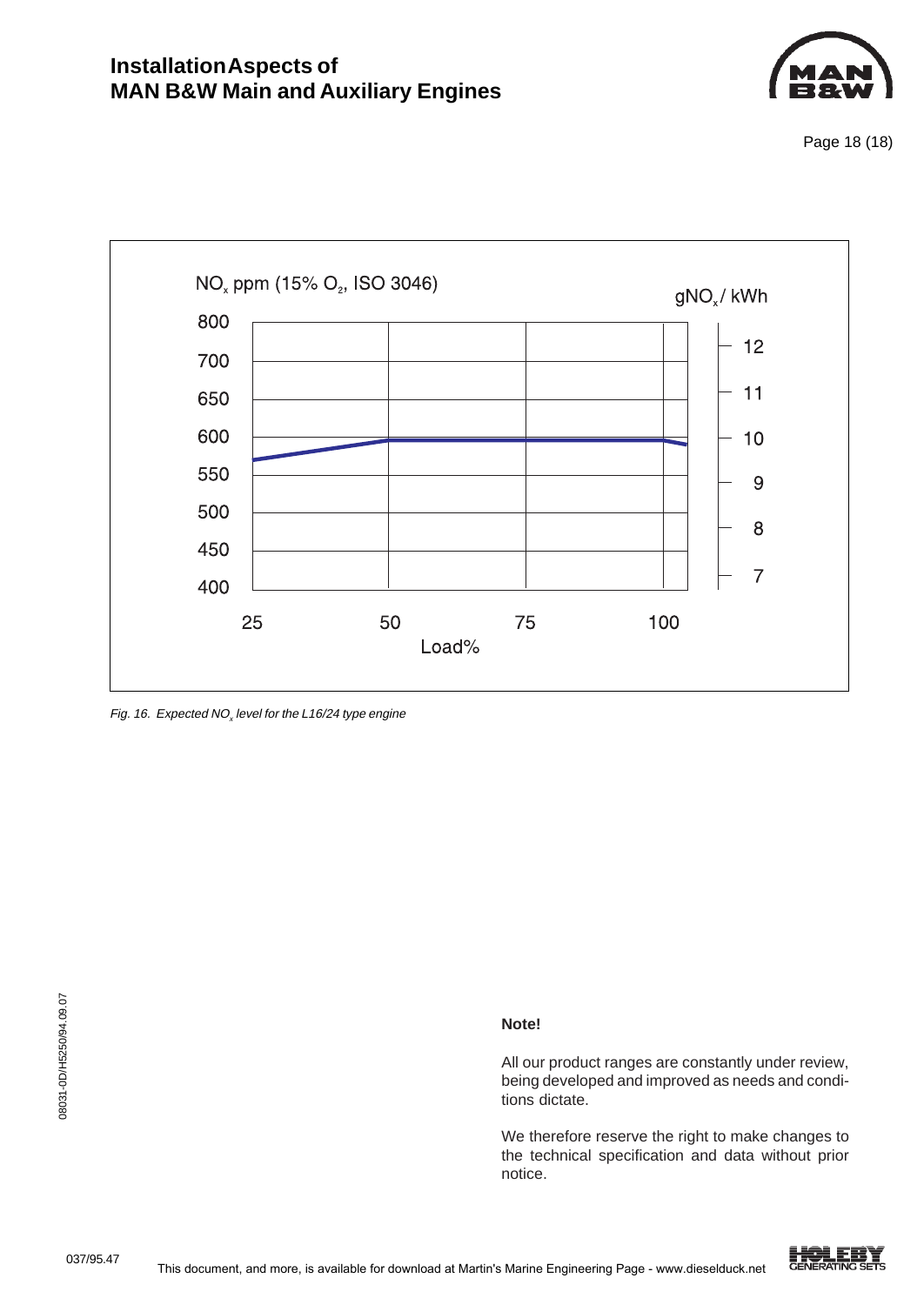$NO_x$ ppm (15% $O_2$, ISO 3046)

$gNO_x$ / kWh

800
700
650
600
550
500
450
400

12
11
10
9
8
7

25
50
75
100

Load%

*Fig. 16. Expected $NO_x$ level for the L16/24 type engine*

08031-0D/H5250/94.09.07

**Note!**

All our product ranges are constantly under review, being developed and improved as needs and conditions dictate.

We therefore reserve the right to make changes to the technical specification and data without prior notice.

037/95.47

This document, and more, is available for download at Martin's Marine Engineering Page - www.dieselduck.net